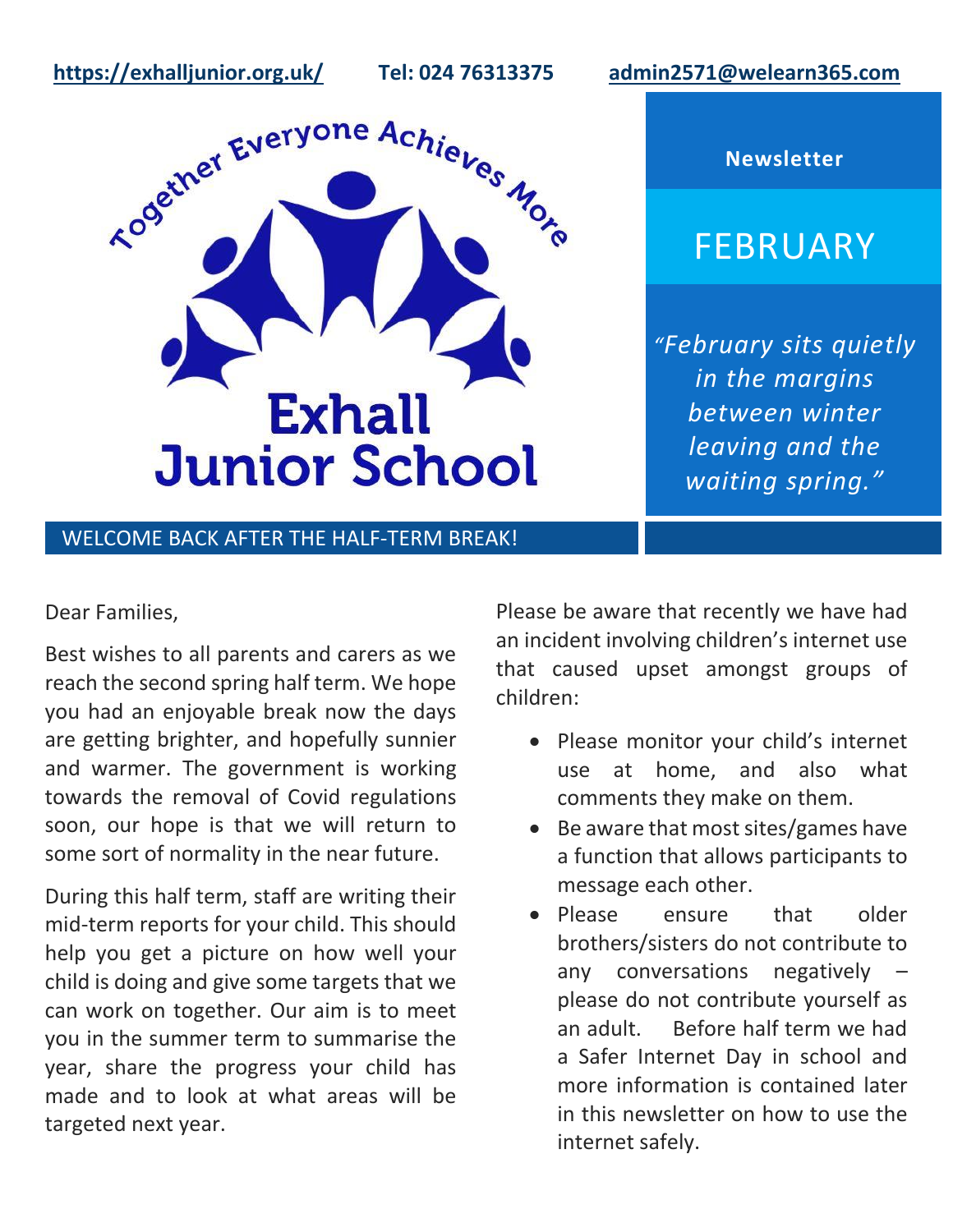https://exhalljunior.org.uk/ Tel: 024 76313375 admin2571@welearn365.com

Together Everyone Achieves More

# Exhall Junior School

**Newsletter**

# FEBRUARY

*"February sits quietly in the margins between winter leaving and the waiting spring."*

## WELCOME BACK AFTER THE HALF-TERM BREAK!

Dear Families,

Best wishes to all parents and carers as we reach the second spring half term. We hope you had an enjoyable break now the days are getting brighter, and hopefully sunnier and warmer. The government is working towards the removal of Covid regulations soon, our hope is that we will return to some sort of normality in the near future.

During this half term, staff are writing their mid-term reports for your child. This should help you get a picture on how well your child is doing and give some targets that we can work on together. Our aim is to meet you in the summer term to summarise the year, share the progress your child has made and to look at what areas will be targeted next year.

Please be aware that recently we have had an incident involving children's internet use that caused upset amongst groups of children:

- Please monitor your child's internet use at home, and also what comments they make on them.
- Be aware that most sites/games have a function that allows participants to message each other.
- Please ensure that older brothers/sisters do not contribute to any conversations negatively – please do not contribute yourself as an adult. Before half term we had a Safer Internet Day in school and more information is contained later in this newsletter on how to use the internet safely.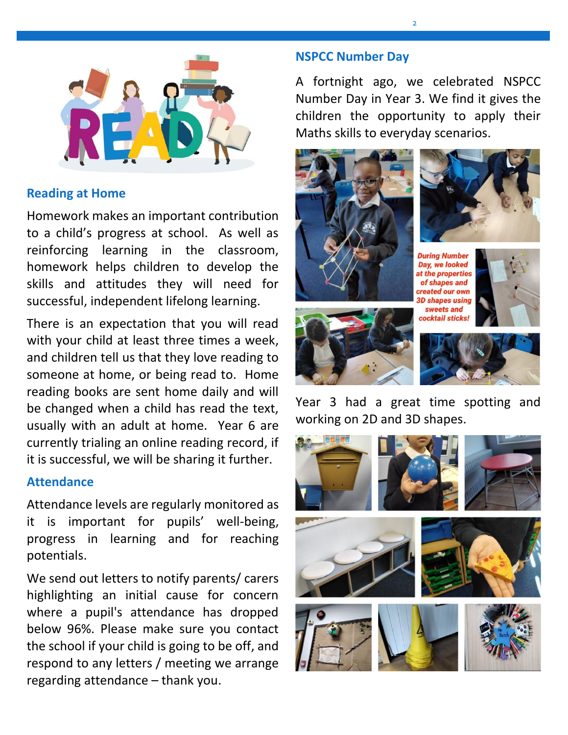## Reading at Home

Homework makes an important contribution to a child's progress at school. As well as reinforcing learning in the classroom, homework helps children to develop the skills and attitudes they will need for successful, independent lifelong learning.

There is an expectation that you will read with your child at least three times a week, and children tell us that they love reading to someone at home, or being read to. Home reading books are sent home daily and will be changed when a child has read the text, usually with an adult at home. Year 6 are currently trialing an online reading record, if it is successful, we will be sharing it further.

## Attendance

Attendance levels are regularly monitored as it is important for pupils' well-being, progress in learning and for reaching potentials.

We send out letters to notify parents/ carers highlighting an initial cause for concern where a pupil's attendance has dropped below 96%. Please make sure you contact the school if your child is going to be off, and respond to any letters / meeting we arrange regarding attendance – thank you.

## NSPCC Number Day

A fortnight ago, we celebrated NSPCC Number Day in Year 3. We find it gives the children the opportunity to apply their Maths skills to everyday scenarios.

*During Number Day, we looked at the properties of shapes and created our own 3D shapes using sweets and cocktail sticks!*

Year 3 had a great time spotting and working on 2D and 3D shapes.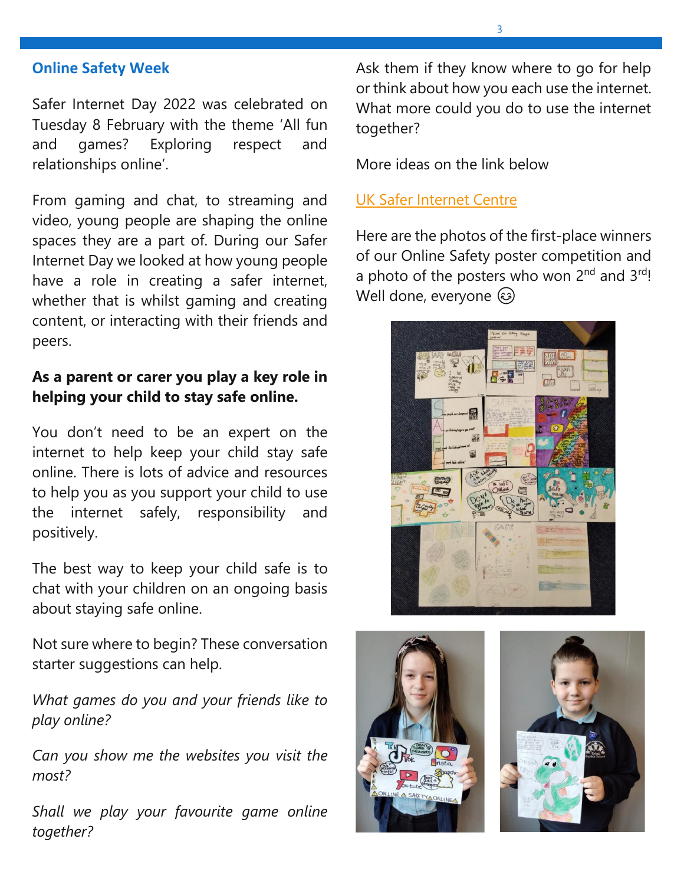## Online Safety Week

Safer Internet Day 2022 was celebrated on Tuesday 8 February with the theme 'All fun and games? Exploring respect and relationships online'.

From gaming and chat, to streaming and video, young people are shaping the online spaces they are a part of. During our Safer Internet Day we looked at how young people have a role in creating a safer internet, whether that is whilst gaming and creating content, or interacting with their friends and peers.

**As a parent or carer you play a key role in helping your child to stay safe online.**

You don't need to be an expert on the internet to help keep your child stay safe online. There is lots of advice and resources to help you as you support your child to use the internet safely, responsibility and positively.

The best way to keep your child safe is to chat with your children on an ongoing basis about staying safe online.

Not sure where to begin? These conversation starter suggestions can help.

*What games do you and your friends like to play online?*

*Can you show me the websites you visit the most?*

*Shall we play your favourite game online together?*

Ask them if they know where to go for help or think about how you each use the internet. What more could you do to use the internet together?

More ideas on the link below

UK Safer Internet Centre

Here are the photos of the first-place winners of our Online Safety poster competition and a photo of the posters who won 2nd and 3rd! Well done, everyone 😊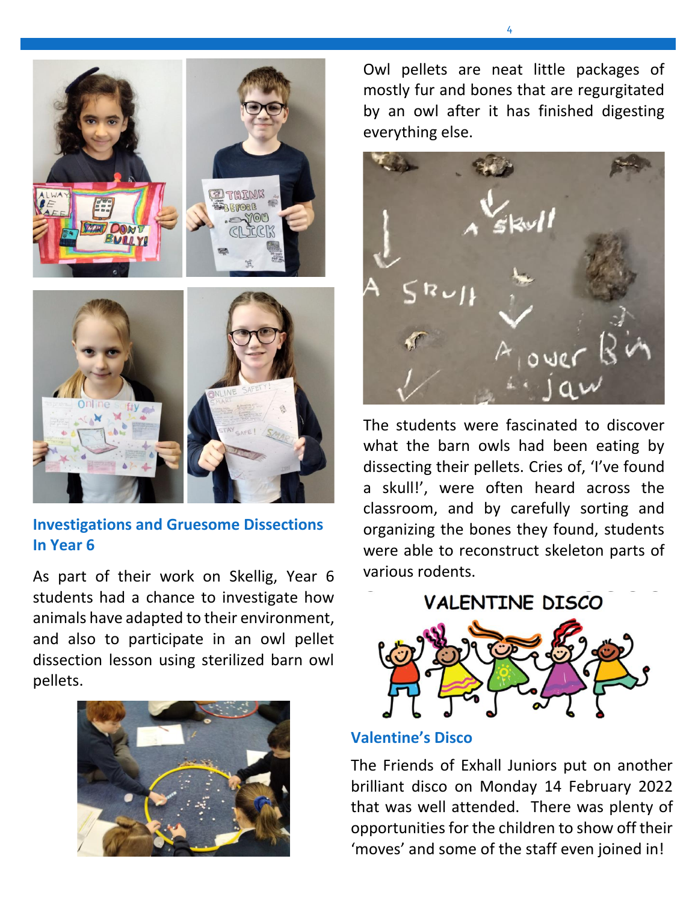## Investigations and Gruesome Dissections In Year 6

As part of their work on Skellig, Year 6 students had a chance to investigate how animals have adapted to their environment, and also to participate in an owl pellet dissection lesson using sterilized barn owl pellets.

Owl pellets are neat little packages of mostly fur and bones that are regurgitated by an owl after it has finished digesting everything else.

The students were fascinated to discover what the barn owls had been eating by dissecting their pellets. Cries of, 'I've found a skull!', were often heard across the classroom, and by carefully sorting and organizing the bones they found, students were able to reconstruct skeleton parts of various rodents.

## Valentine's Disco

The Friends of Exhall Juniors put on another brilliant disco on Monday 14 February 2022 that was well attended. There was plenty of opportunities for the children to show off their 'moves' and some of the staff even joined in!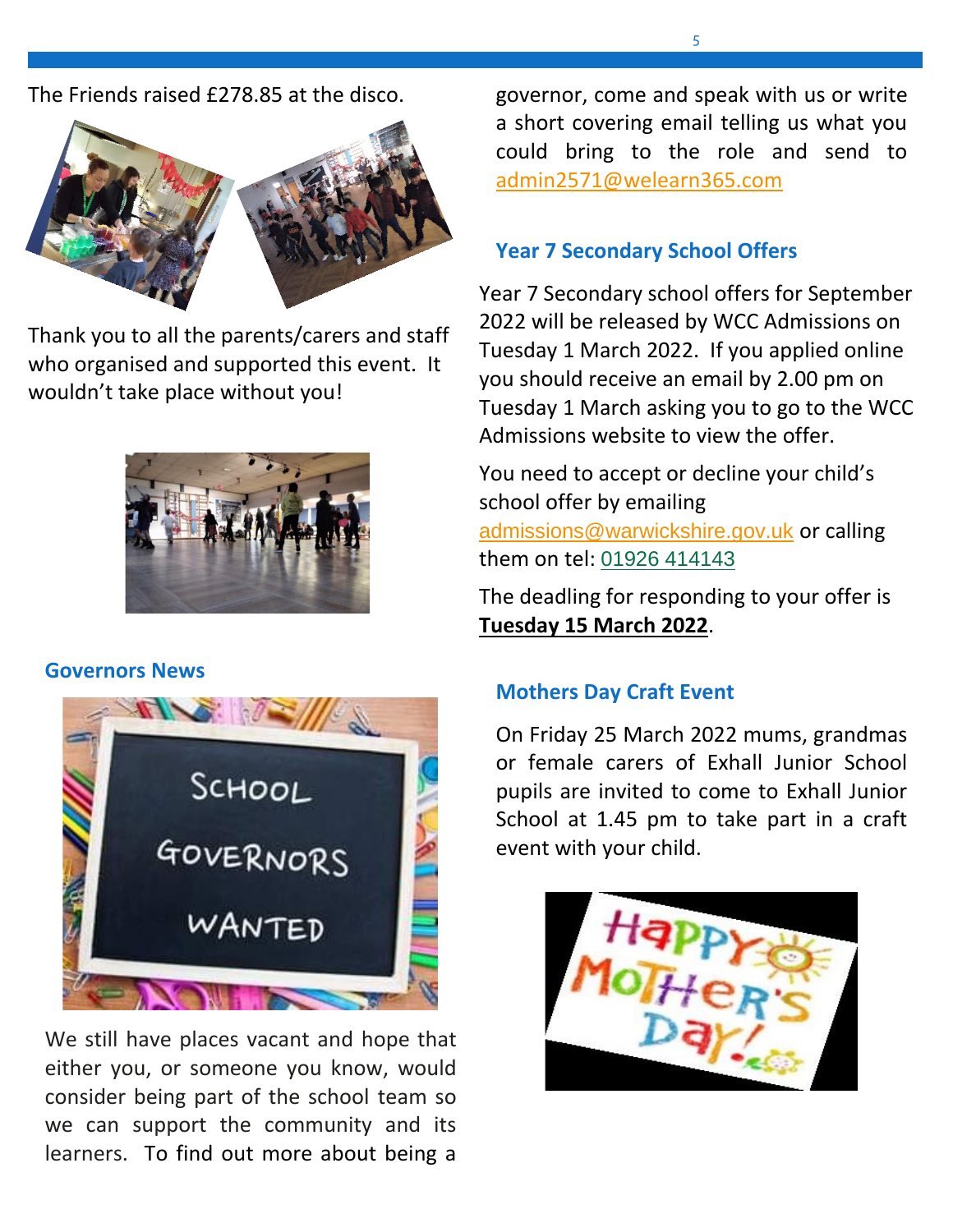The Friends raised £278.85 at the disco.

Thank you to all the parents/carers and staff who organised and supported this event. It wouldn't take place without you!

## Governors News

We still have places vacant and hope that either you, or someone you know, would consider being part of the school team so we can support the community and its learners. To find out more about being a governor, come and speak with us or write a short covering email telling us what you could bring to the role and send to admin2571@welearn365.com

## Year 7 Secondary School Offers

Year 7 Secondary school offers for September 2022 will be released by WCC Admissions on Tuesday 1 March 2022. If you applied online you should receive an email by 2.00 pm on Tuesday 1 March asking you to go to the WCC Admissions website to view the offer.

You need to accept or decline your child's school offer by emailing admissions@warwickshire.gov.uk or calling them on tel: 01926 414143

The deadling for responding to your offer is **Tuesday 15 March 2022**.

## Mothers Day Craft Event

On Friday 25 March 2022 mums, grandmas or female carers of Exhall Junior School pupils are invited to come to Exhall Junior School at 1.45 pm to take part in a craft event with your child.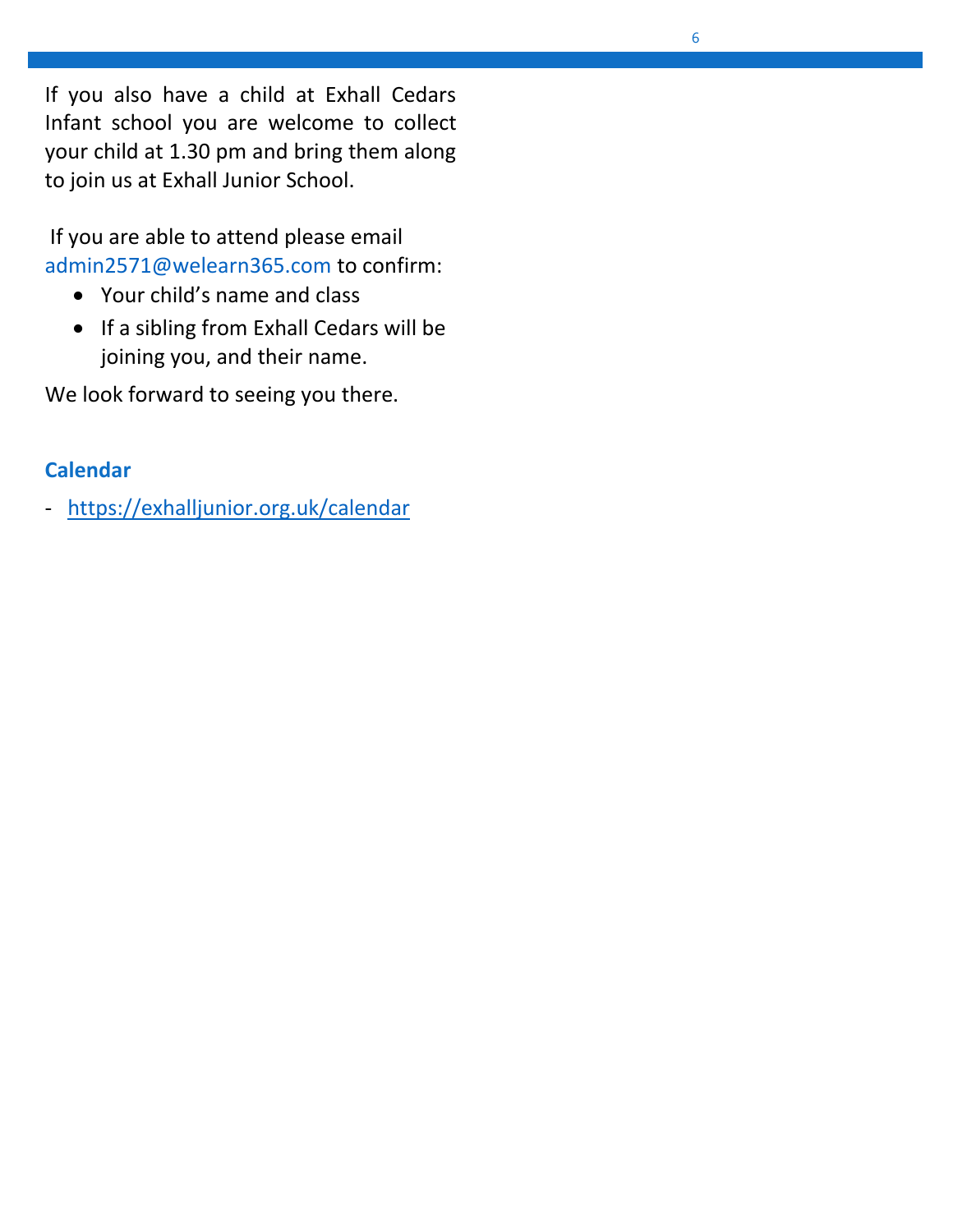If you also have a child at Exhall Cedars Infant school you are welcome to collect your child at 1.30 pm and bring them along to join us at Exhall Junior School.

If you are able to attend please email admin2571@welearn365.com to confirm:

- Your child's name and class
- If a sibling from Exhall Cedars will be joining you, and their name.

We look forward to seeing you there.

### Calendar

- https://exhalljunior.org.uk/calendar